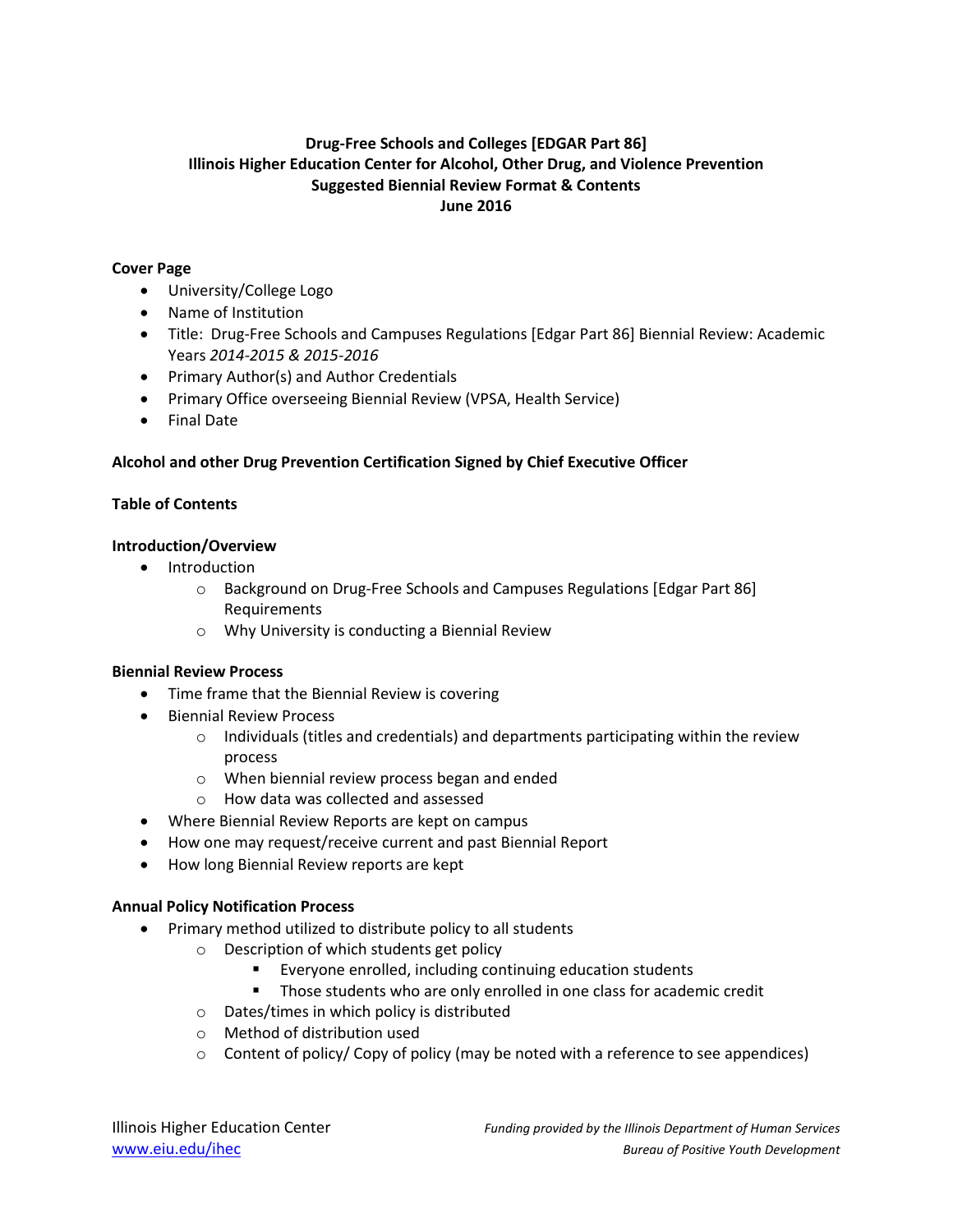**Drug-Free Schools and Colleges [EDGAR Part 86]**
**Illinois Higher Education Center for Alcohol, Other Drug, and Violence Prevention**
**Suggested Biennial Review Format & Contents**
**June 2016**

**Cover Page**

- University/College Logo
- Name of Institution
- Title: Drug-Free Schools and Campuses Regulations [Edgar Part 86] Biennial Review: Academic Years *2014-2015 & 2015-2016*
- Primary Author(s) and Author Credentials
- Primary Office overseeing Biennial Review (VPSA, Health Service)
- Final Date

**Alcohol and other Drug Prevention Certification Signed by Chief Executive Officer**

**Table of Contents**

**Introduction/Overview**

- Introduction
  - Background on Drug-Free Schools and Campuses Regulations [Edgar Part 86] Requirements
  - Why University is conducting a Biennial Review

**Biennial Review Process**

- Time frame that the Biennial Review is covering
- Biennial Review Process
  - Individuals (titles and credentials) and departments participating within the review process
  - When biennial review process began and ended
  - How data was collected and assessed
- Where Biennial Review Reports are kept on campus
- How one may request/receive current and past Biennial Report
- How long Biennial Review reports are kept

**Annual Policy Notification Process**

- Primary method utilized to distribute policy to all students
  - Description of which students get policy
    - Everyone enrolled, including continuing education students
    - Those students who are only enrolled in one class for academic credit
  - Dates/times in which policy is distributed
  - Method of distribution used
  - Content of policy/ Copy of policy (may be noted with a reference to see appendices)

Illinois Higher Education Center
www.eiu.edu/ihec

*Funding provided by the Illinois Department of Human Services*
*Bureau of Positive Youth Development*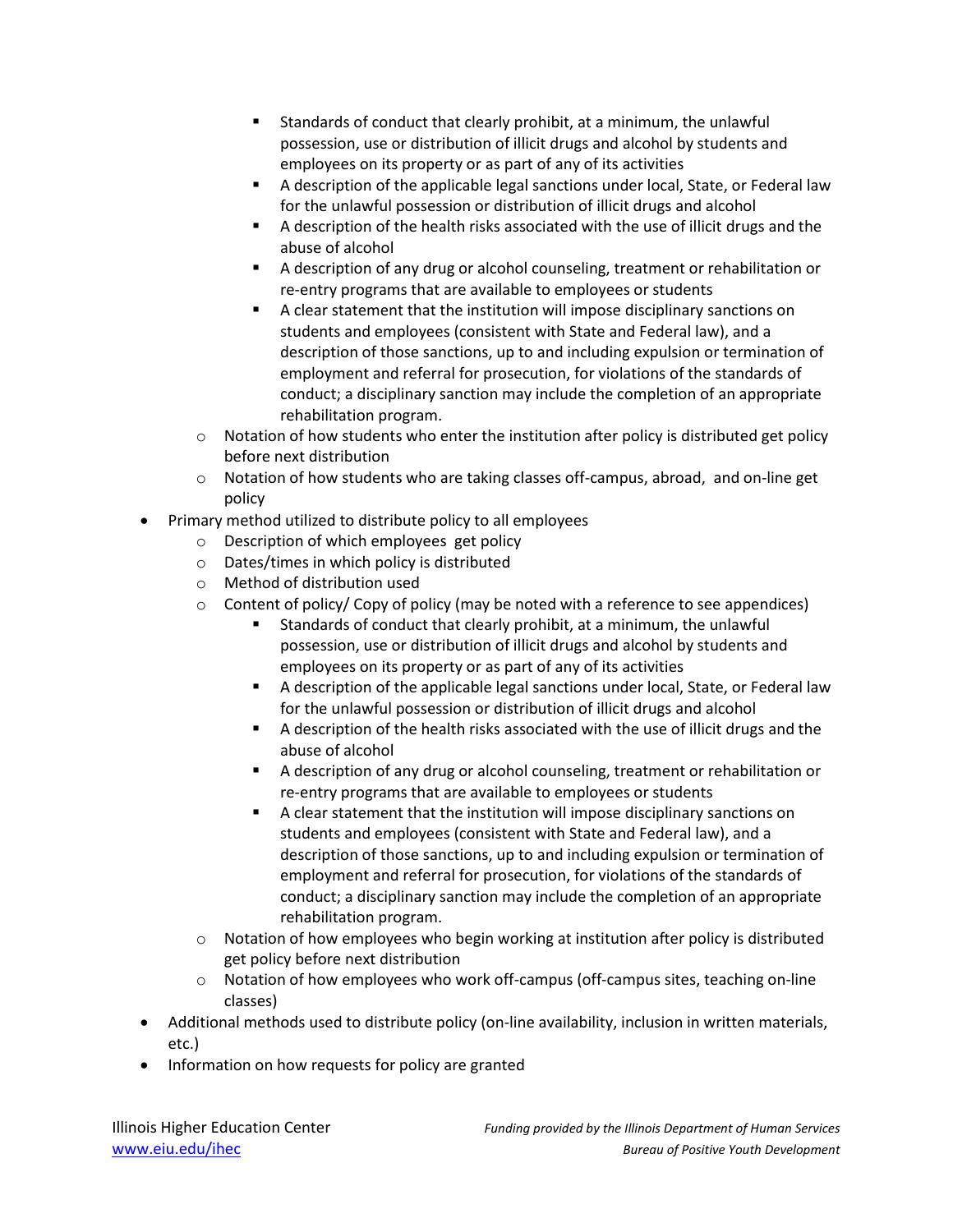- Standards of conduct that clearly prohibit, at a minimum, the unlawful possession, use or distribution of illicit drugs and alcohol by students and employees on its property or as part of any of its activities
        - A description of the applicable legal sanctions under local, State, or Federal law for the unlawful possession or distribution of illicit drugs and alcohol
        - A description of the health risks associated with the use of illicit drugs and the abuse of alcohol
        - A description of any drug or alcohol counseling, treatment or rehabilitation or re-entry programs that are available to employees or students
        - A clear statement that the institution will impose disciplinary sanctions on students and employees (consistent with State and Federal law), and a description of those sanctions, up to and including expulsion or termination of employment and referral for prosecution, for violations of the standards of conduct; a disciplinary sanction may include the completion of an appropriate rehabilitation program.
    - Notation of how students who enter the institution after policy is distributed get policy before next distribution
    - Notation of how students who are taking classes off-campus, abroad, and on-line get policy
- Primary method utilized to distribute policy to all employees
    - Description of which employees get policy
    - Dates/times in which policy is distributed
    - Method of distribution used
    - Content of policy/ Copy of policy (may be noted with a reference to see appendices)
        - Standards of conduct that clearly prohibit, at a minimum, the unlawful possession, use or distribution of illicit drugs and alcohol by students and employees on its property or as part of any of its activities
        - A description of the applicable legal sanctions under local, State, or Federal law for the unlawful possession or distribution of illicit drugs and alcohol
        - A description of the health risks associated with the use of illicit drugs and the abuse of alcohol
        - A description of any drug or alcohol counseling, treatment or rehabilitation or re-entry programs that are available to employees or students
        - A clear statement that the institution will impose disciplinary sanctions on students and employees (consistent with State and Federal law), and a description of those sanctions, up to and including expulsion or termination of employment and referral for prosecution, for violations of the standards of conduct; a disciplinary sanction may include the completion of an appropriate rehabilitation program.
    - Notation of how employees who begin working at institution after policy is distributed get policy before next distribution
    - Notation of how employees who work off-campus (off-campus sites, teaching on-line classes)
- Additional methods used to distribute policy (on-line availability, inclusion in written materials, etc.)
- Information on how requests for policy are granted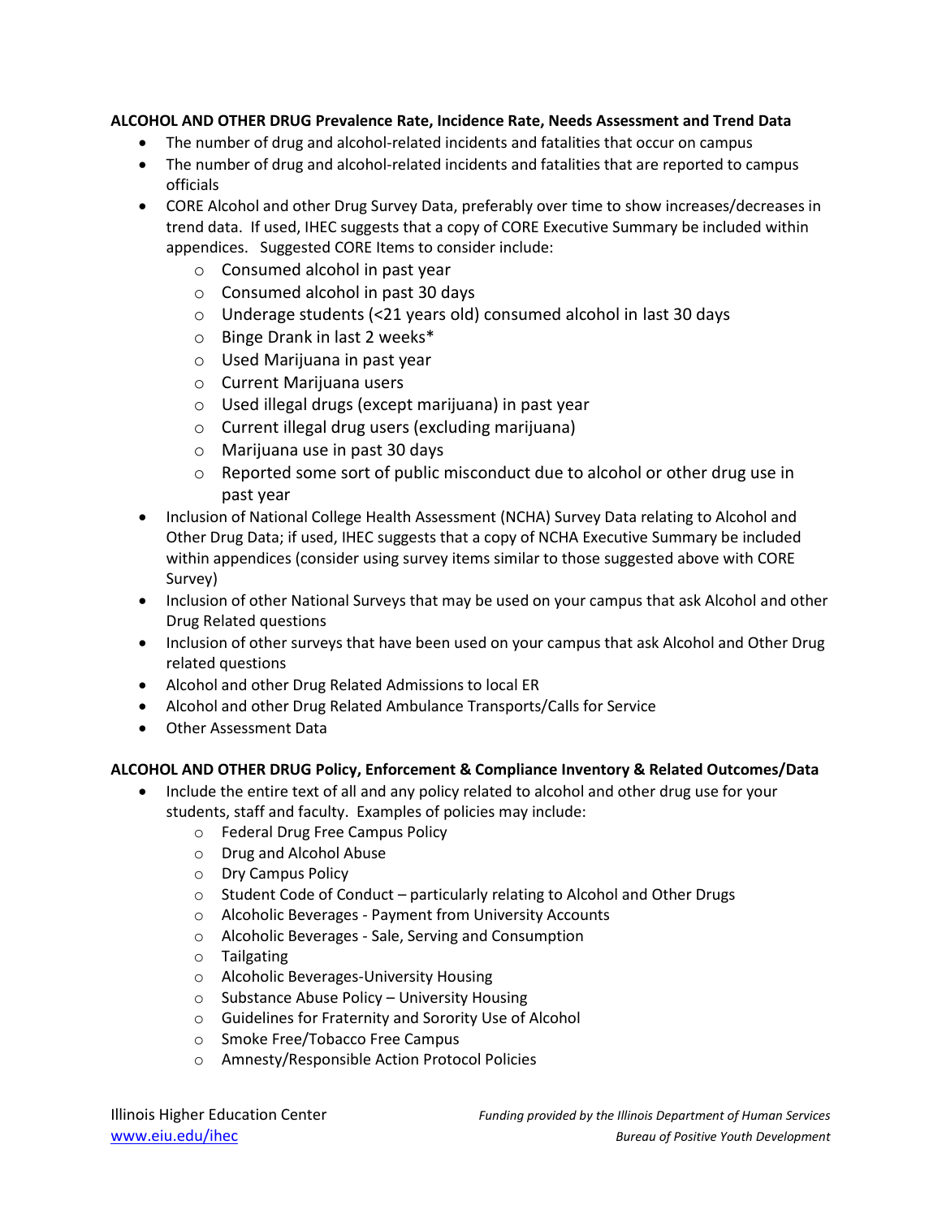**ALCOHOL AND OTHER DRUG Prevalence Rate, Incidence Rate, Needs Assessment and Trend Data**

- The number of drug and alcohol-related incidents and fatalities that occur on campus
- The number of drug and alcohol-related incidents and fatalities that are reported to campus officials
- CORE Alcohol and other Drug Survey Data, preferably over time to show increases/decreases in trend data. If used, IHEC suggests that a copy of CORE Executive Summary be included within appendices. Suggested CORE Items to consider include:
    - Consumed alcohol in past year
    - Consumed alcohol in past 30 days
    - Underage students (<21 years old) consumed alcohol in last 30 days
    - Binge Drank in last 2 weeks*
    - Used Marijuana in past year
    - Current Marijuana users
    - Used illegal drugs (except marijuana) in past year
    - Current illegal drug users (excluding marijuana)
    - Marijuana use in past 30 days
    - Reported some sort of public misconduct due to alcohol or other drug use in past year
- Inclusion of National College Health Assessment (NCHA) Survey Data relating to Alcohol and Other Drug Data; if used, IHEC suggests that a copy of NCHA Executive Summary be included within appendices (consider using survey items similar to those suggested above with CORE Survey)
- Inclusion of other National Surveys that may be used on your campus that ask Alcohol and other Drug Related questions
- Inclusion of other surveys that have been used on your campus that ask Alcohol and Other Drug related questions
- Alcohol and other Drug Related Admissions to local ER
- Alcohol and other Drug Related Ambulance Transports/Calls for Service
- Other Assessment Data

**ALCOHOL AND OTHER DRUG Policy, Enforcement & Compliance Inventory & Related Outcomes/Data**

- Include the entire text of all and any policy related to alcohol and other drug use for your students, staff and faculty. Examples of policies may include:
    - Federal Drug Free Campus Policy
    - Drug and Alcohol Abuse
    - Dry Campus Policy
    - Student Code of Conduct – particularly relating to Alcohol and Other Drugs
    - Alcoholic Beverages - Payment from University Accounts
    - Alcoholic Beverages - Sale, Serving and Consumption
    - Tailgating
    - Alcoholic Beverages-University Housing
    - Substance Abuse Policy – University Housing
    - Guidelines for Fraternity and Sorority Use of Alcohol
    - Smoke Free/Tobacco Free Campus
    - Amnesty/Responsible Action Protocol Policies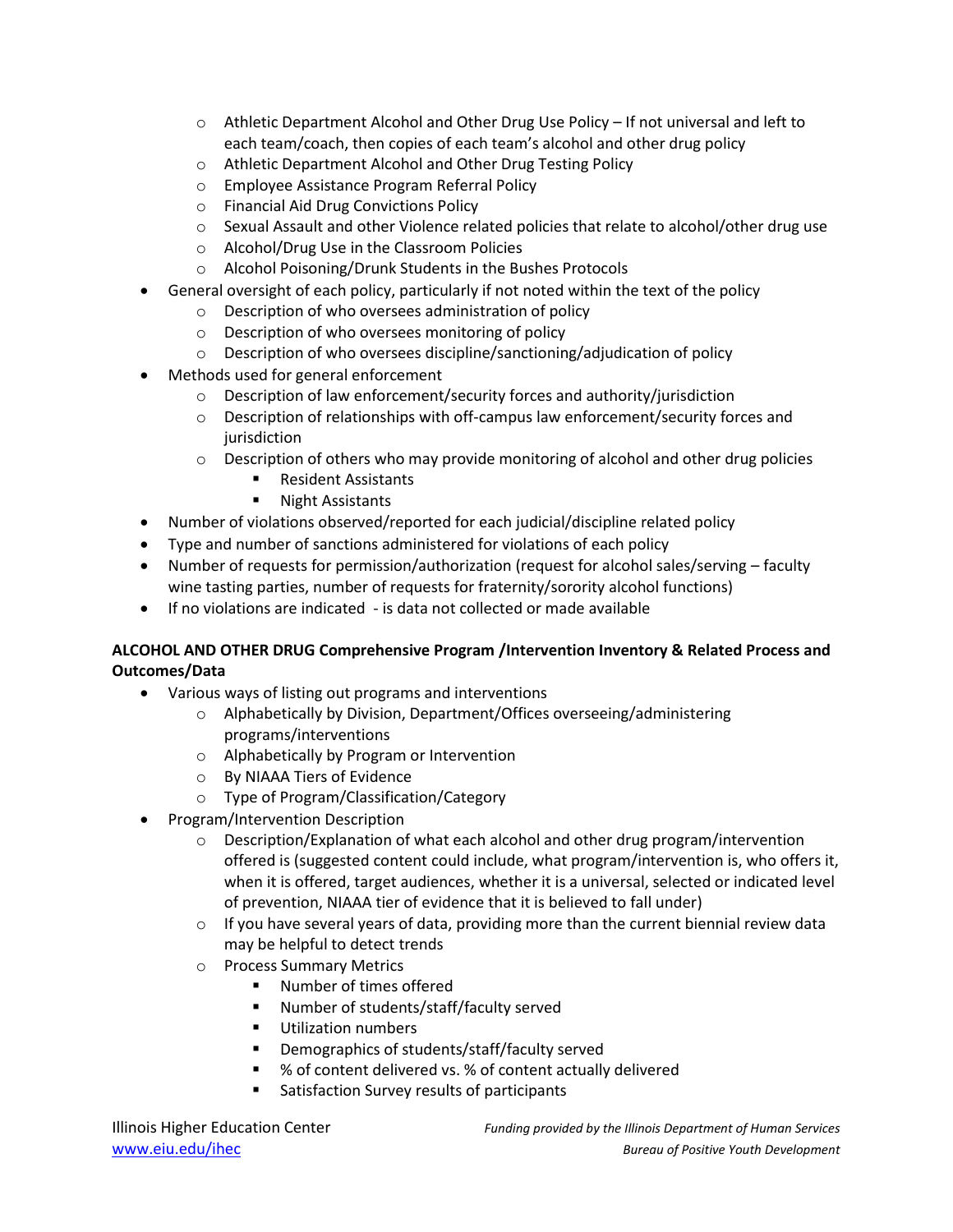- Athletic Department Alcohol and Other Drug Use Policy – If not universal and left to each team/coach, then copies of each team's alcohol and other drug policy
  - Athletic Department Alcohol and Other Drug Testing Policy
  - Employee Assistance Program Referral Policy
  - Financial Aid Drug Convictions Policy
  - Sexual Assault and other Violence related policies that relate to alcohol/other drug use
  - Alcohol/Drug Use in the Classroom Policies
  - Alcohol Poisoning/Drunk Students in the Bushes Protocols
- General oversight of each policy, particularly if not noted within the text of the policy
  - Description of who oversees administration of policy
  - Description of who oversees monitoring of policy
  - Description of who oversees discipline/sanctioning/adjudication of policy
- Methods used for general enforcement
  - Description of law enforcement/security forces and authority/jurisdiction
  - Description of relationships with off-campus law enforcement/security forces and jurisdiction
  - Description of others who may provide monitoring of alcohol and other drug policies
    - Resident Assistants
    - Night Assistants
- Number of violations observed/reported for each judicial/discipline related policy
- Type and number of sanctions administered for violations of each policy
- Number of requests for permission/authorization (request for alcohol sales/serving – faculty wine tasting parties, number of requests for fraternity/sorority alcohol functions)
- If no violations are indicated - is data not collected or made available

**ALCOHOL AND OTHER DRUG Comprehensive Program /Intervention Inventory & Related Process and Outcomes/Data**

- Various ways of listing out programs and interventions
  - Alphabetically by Division, Department/Offices overseeing/administering programs/interventions
  - Alphabetically by Program or Intervention
  - By NIAAA Tiers of Evidence
  - Type of Program/Classification/Category
- Program/Intervention Description
  - Description/Explanation of what each alcohol and other drug program/intervention offered is (suggested content could include, what program/intervention is, who offers it, when it is offered, target audiences, whether it is a universal, selected or indicated level of prevention, NIAAA tier of evidence that it is believed to fall under)
  - If you have several years of data, providing more than the current biennial review data may be helpful to detect trends
  - Process Summary Metrics
    - Number of times offered
    - Number of students/staff/faculty served
    - Utilization numbers
    - Demographics of students/staff/faculty served
    - % of content delivered vs. % of content actually delivered
    - Satisfaction Survey results of participants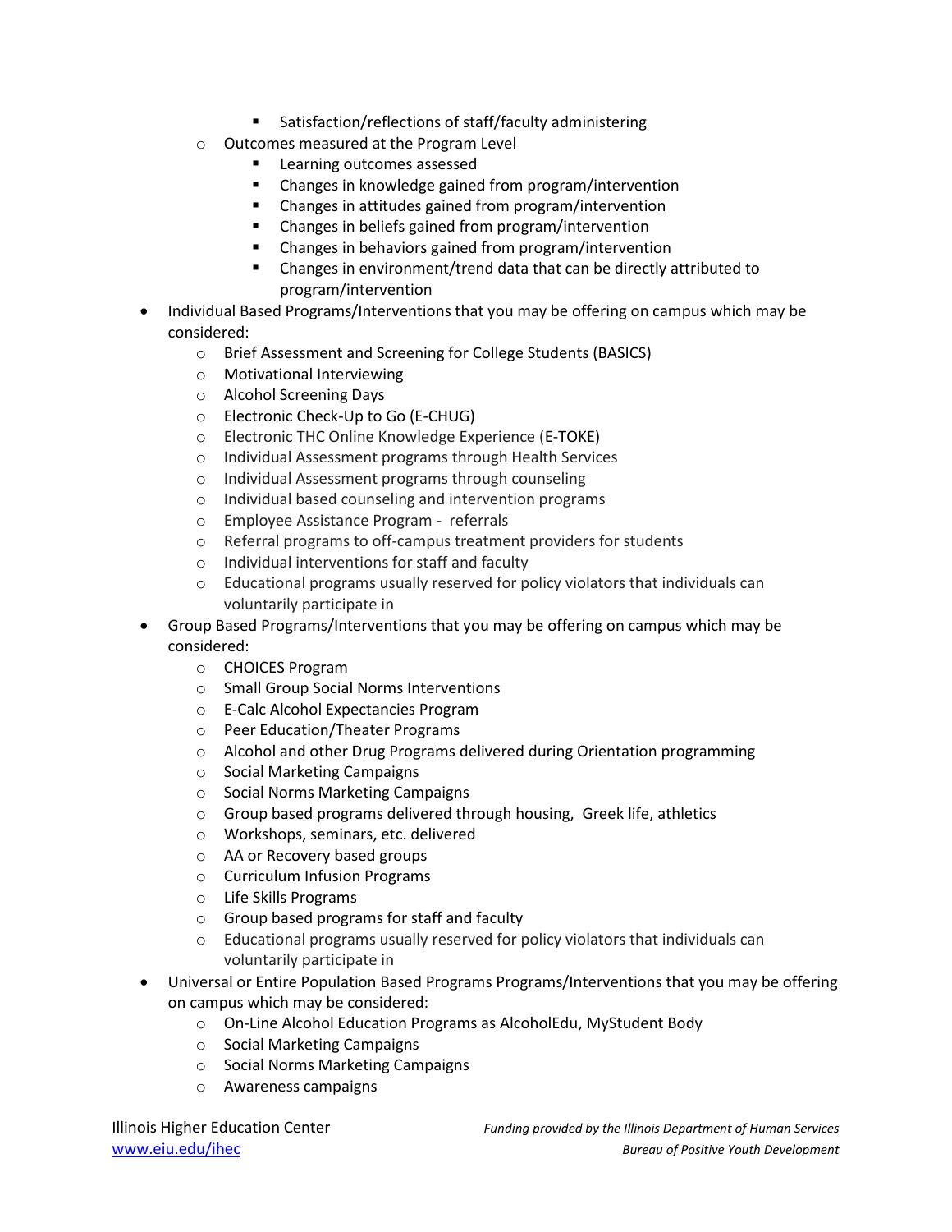- Satisfaction/reflections of staff/faculty administering
    - Outcomes measured at the Program Level
        - Learning outcomes assessed
        - Changes in knowledge gained from program/intervention
        - Changes in attitudes gained from program/intervention
        - Changes in beliefs gained from program/intervention
        - Changes in behaviors gained from program/intervention
        - Changes in environment/trend data that can be directly attributed to program/intervention
- Individual Based Programs/Interventions that you may be offering on campus which may be considered:
    - Brief Assessment and Screening for College Students (BASICS)
    - Motivational Interviewing
    - Alcohol Screening Days
    - Electronic Check-Up to Go (E-CHUG)
    - Electronic THC Online Knowledge Experience (E-TOKE)
    - Individual Assessment programs through Health Services
    - Individual Assessment programs through counseling
    - Individual based counseling and intervention programs
    - Employee Assistance Program - referrals
    - Referral programs to off-campus treatment providers for students
    - Individual interventions for staff and faculty
    - Educational programs usually reserved for policy violators that individuals can voluntarily participate in
- Group Based Programs/Interventions that you may be offering on campus which may be considered:
    - CHOICES Program
    - Small Group Social Norms Interventions
    - E-Calc Alcohol Expectancies Program
    - Peer Education/Theater Programs
    - Alcohol and other Drug Programs delivered during Orientation programming
    - Social Marketing Campaigns
    - Social Norms Marketing Campaigns
    - Group based programs delivered through housing, Greek life, athletics
    - Workshops, seminars, etc. delivered
    - AA or Recovery based groups
    - Curriculum Infusion Programs
    - Life Skills Programs
    - Group based programs for staff and faculty
    - Educational programs usually reserved for policy violators that individuals can voluntarily participate in
- Universal or Entire Population Based Programs Programs/Interventions that you may be offering on campus which may be considered:
    - On-Line Alcohol Education Programs as AlcoholEdu, MyStudent Body
    - Social Marketing Campaigns
    - Social Norms Marketing Campaigns
    - Awareness campaigns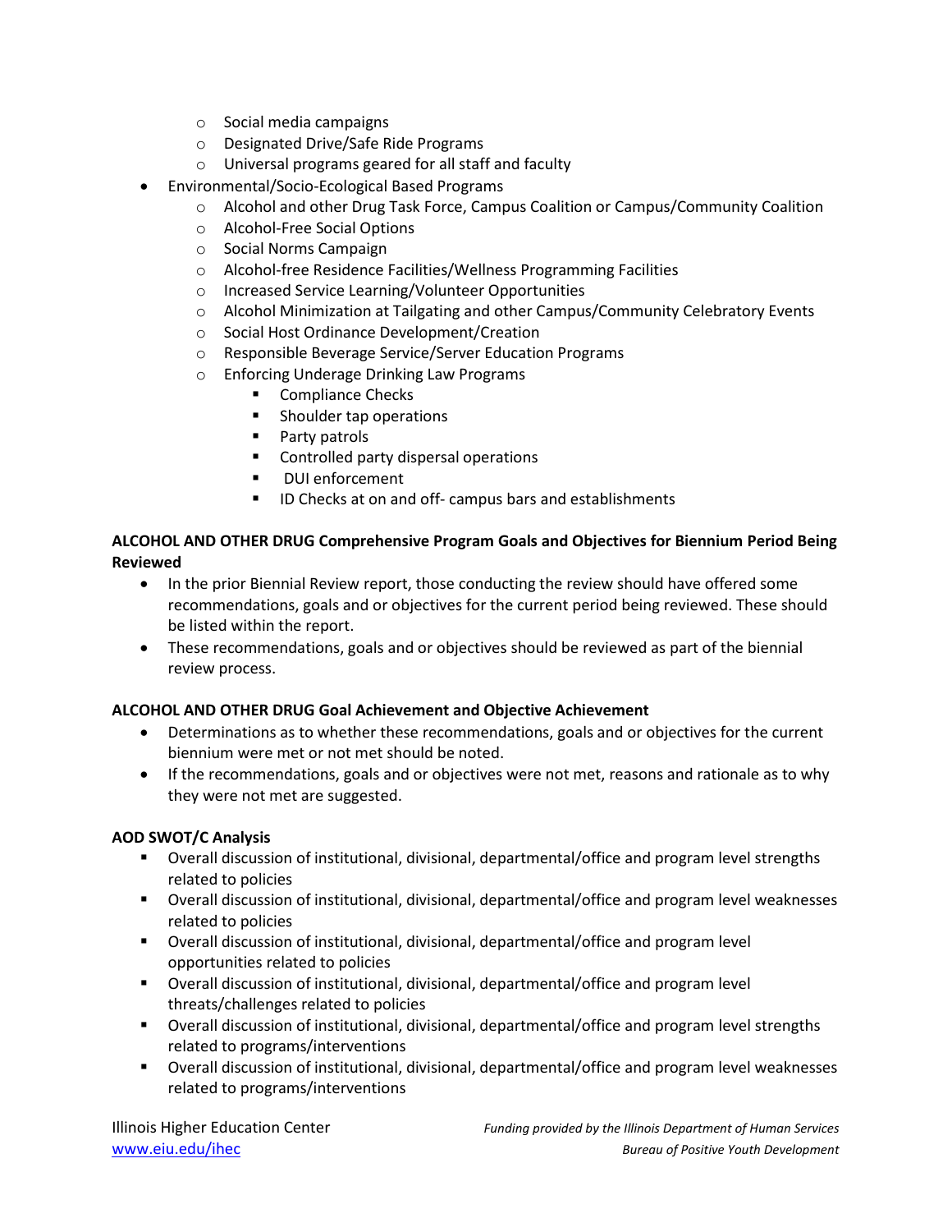- Social media campaigns
  - Designated Drive/Safe Ride Programs
  - Universal programs geared for all staff and faculty
- Environmental/Socio-Ecological Based Programs
  - Alcohol and other Drug Task Force, Campus Coalition or Campus/Community Coalition
  - Alcohol-Free Social Options
  - Social Norms Campaign
  - Alcohol-free Residence Facilities/Wellness Programming Facilities
  - Increased Service Learning/Volunteer Opportunities
  - Alcohol Minimization at Tailgating and other Campus/Community Celebratory Events
  - Social Host Ordinance Development/Creation
  - Responsible Beverage Service/Server Education Programs
  - Enforcing Underage Drinking Law Programs
    - Compliance Checks
    - Shoulder tap operations
    - Party patrols
    - Controlled party dispersal operations
    - DUI enforcement
    - ID Checks at on and off- campus bars and establishments

**ALCOHOL AND OTHER DRUG Comprehensive Program Goals and Objectives for Biennium Period Being Reviewed**

- In the prior Biennial Review report, those conducting the review should have offered some recommendations, goals and or objectives for the current period being reviewed. These should be listed within the report.
- These recommendations, goals and or objectives should be reviewed as part of the biennial review process.

**ALCOHOL AND OTHER DRUG Goal Achievement and Objective Achievement**

- Determinations as to whether these recommendations, goals and or objectives for the current biennium were met or not met should be noted.
- If the recommendations, goals and or objectives were not met, reasons and rationale as to why they were not met are suggested.

**AOD SWOT/C Analysis**

- Overall discussion of institutional, divisional, departmental/office and program level strengths related to policies
- Overall discussion of institutional, divisional, departmental/office and program level weaknesses related to policies
- Overall discussion of institutional, divisional, departmental/office and program level opportunities related to policies
- Overall discussion of institutional, divisional, departmental/office and program level threats/challenges related to policies
- Overall discussion of institutional, divisional, departmental/office and program level strengths related to programs/interventions
- Overall discussion of institutional, divisional, departmental/office and program level weaknesses related to programs/interventions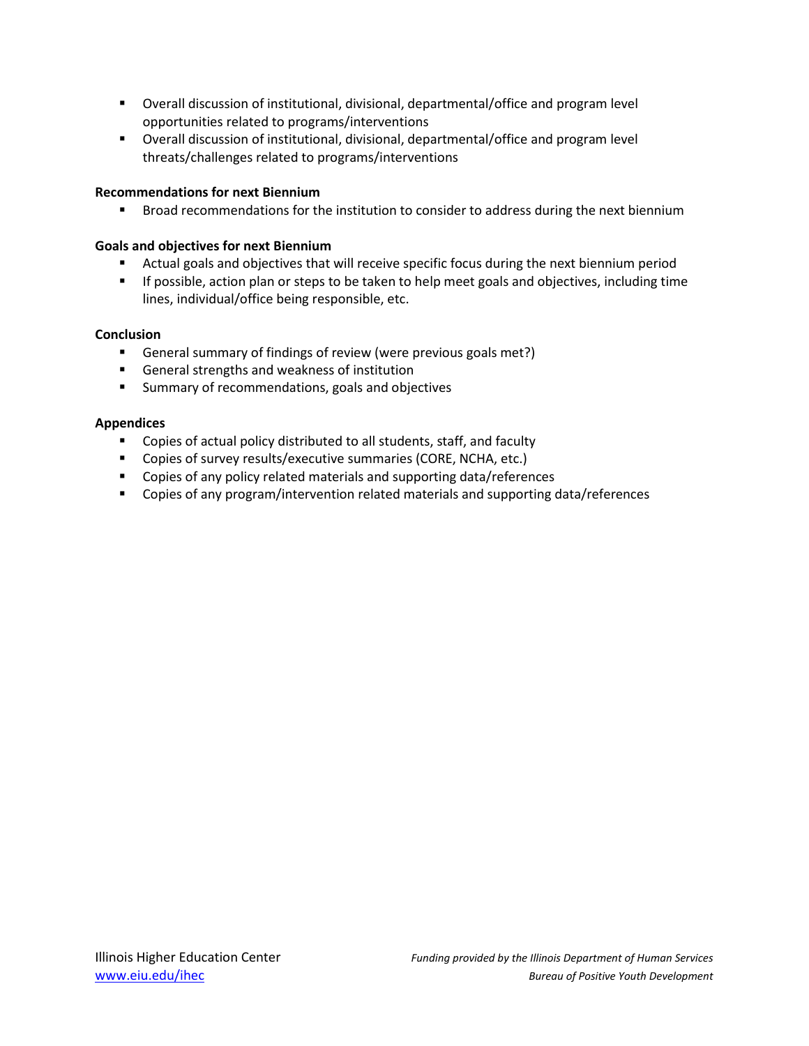- Overall discussion of institutional, divisional, departmental/office and program level opportunities related to programs/interventions
- Overall discussion of institutional, divisional, departmental/office and program level threats/challenges related to programs/interventions

**Recommendations for next Biennium**

- Broad recommendations for the institution to consider to address during the next biennium

**Goals and objectives for next Biennium**

- Actual goals and objectives that will receive specific focus during the next biennium period
- If possible, action plan or steps to be taken to help meet goals and objectives, including time lines, individual/office being responsible, etc.

**Conclusion**

- General summary of findings of review (were previous goals met?)
- General strengths and weakness of institution
- Summary of recommendations, goals and objectives

**Appendices**

- Copies of actual policy distributed to all students, staff, and faculty
- Copies of survey results/executive summaries (CORE, NCHA, etc.)
- Copies of any policy related materials and supporting data/references
- Copies of any program/intervention related materials and supporting data/references